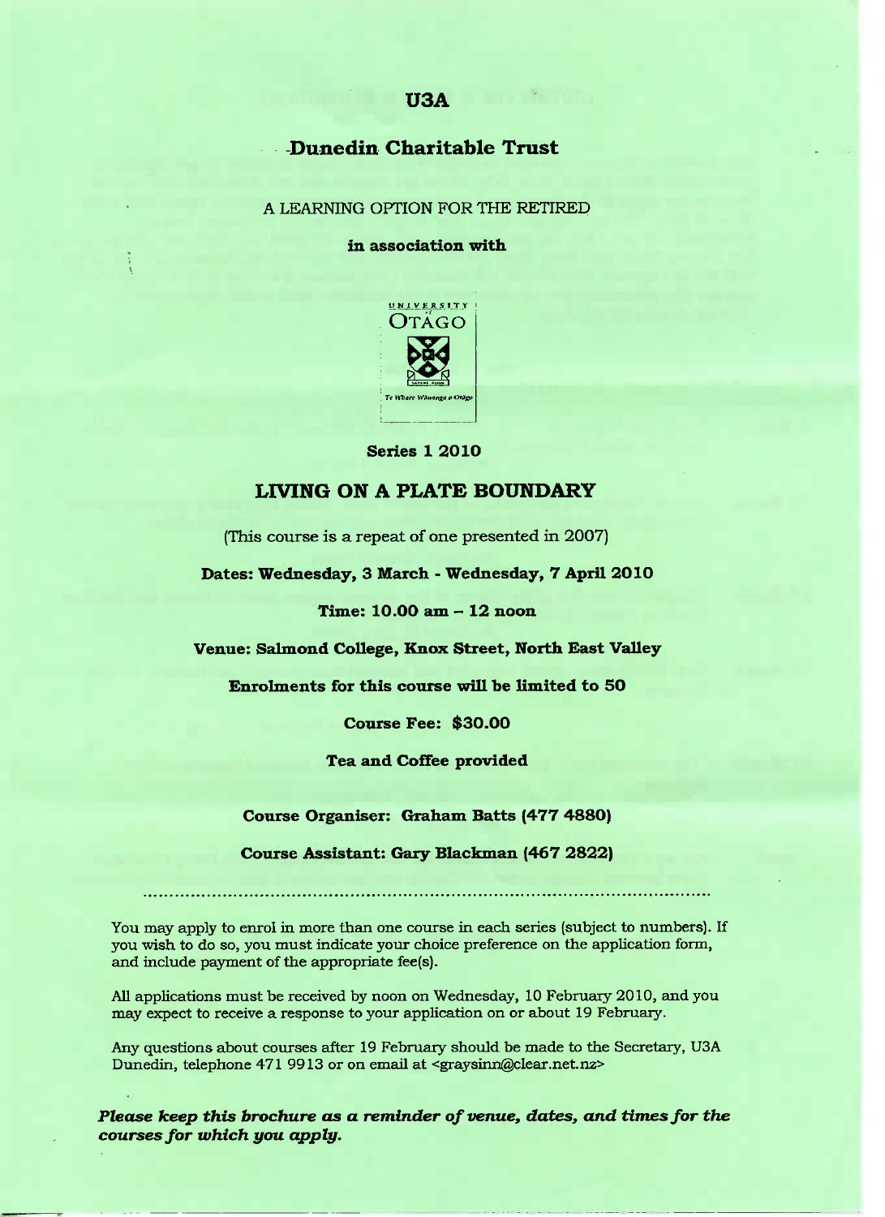# U3A

## Dunedin Charitable Trust

A LEARNING OPTION FOR THE RETIRED

**in association with**

UNIVERSITY of OTAGO

Te Whare Wānanga o Otāgo

**Series 1 2010**

## LIVING ON A PLATE BOUNDARY

(This course is a repeat of one presented in 2007)

**Dates: Wednesday, 3 March - Wednesday, 7 April 2010**

**Time: 10.00 am – 12 noon**

**Venue: Salmond College, Knox Street, North East Valley**

**Enrolments for this course will be limited to 50**

**Course Fee: $30.00**

**Tea and Coffee provided**

**Course Organiser: Graham Batts (477 4880)**

**Course Assistant: Gary Blackman (467 2822)**

---

You may apply to enrol in more than one course in each series (subject to numbers). If you wish to do so, you must indicate your choice preference on the application form, and include payment of the appropriate fee(s).

All applications must be received by noon on Wednesday, 10 February 2010, and you may expect to receive a response to your application on or about 19 February.

Any questions about courses after 19 February should be made to the Secretary, U3A Dunedin, telephone 471 9913 or on email at <graysinn@clear.net.nz>

***Please keep this brochure as a reminder of venue, dates, and times for the courses for which you apply.***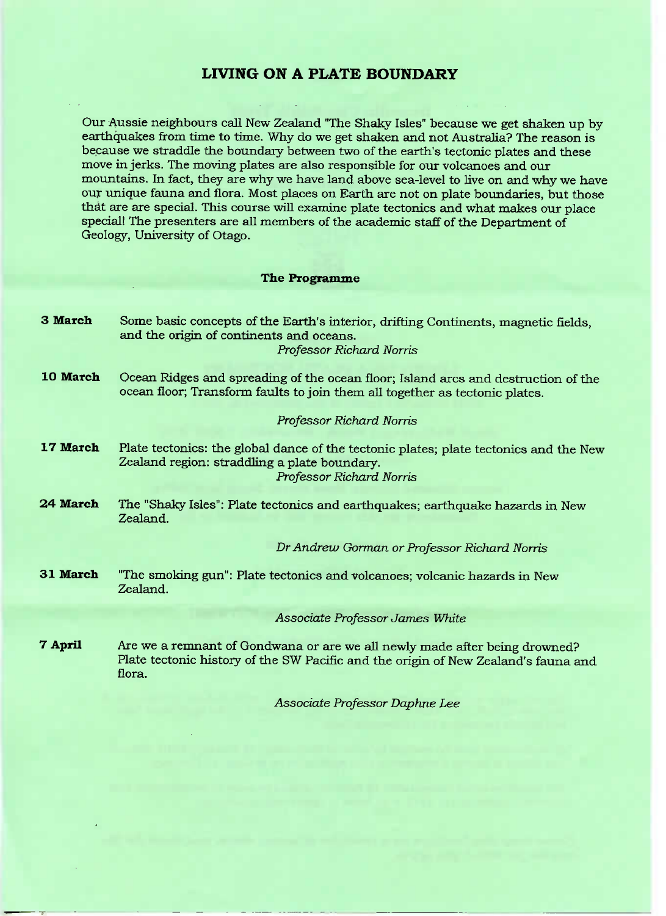# LIVING ON A PLATE BOUNDARY

Our Aussie neighbours call New Zealand "The Shaky Isles" because we get shaken up by earthquakes from time to time. Why do we get shaken and not Australia? The reason is because we straddle the boundary between two of the earth's tectonic plates and these move in jerks. The moving plates are also responsible for our volcanoes and our mountains. In fact, they are why we have land above sea-level to live on and why we have our unique fauna and flora. Most places on Earth are not on plate boundaries, but those that are are special. This course will examine plate tectonics and what makes our place special! The presenters are all members of the academic staff of the Department of Geology, University of Otago.

### The Programme

**3 March** Some basic concepts of the Earth's interior, drifting Continents, magnetic fields, and the origin of continents and oceans.
*Professor Richard Norris*

**10 March** Ocean Ridges and spreading of the ocean floor; Island arcs and destruction of the ocean floor; Transform faults to join them all together as tectonic plates.
*Professor Richard Norris*

**17 March** Plate tectonics: the global dance of the tectonic plates; plate tectonics and the New Zealand region: straddling a plate boundary.
*Professor Richard Norris*

**24 March** The "Shaky Isles": Plate tectonics and earthquakes; earthquake hazards in New Zealand.
*Dr Andrew Gorman or Professor Richard Norris*

**31 March** "The smoking gun": Plate tectonics and volcanoes; volcanic hazards in New Zealand.
*Associate Professor James White*

**7 April** Are we a remnant of Gondwana or are we all newly made after being drowned? Plate tectonic history of the SW Pacific and the origin of New Zealand's fauna and flora.
*Associate Professor Daphne Lee*